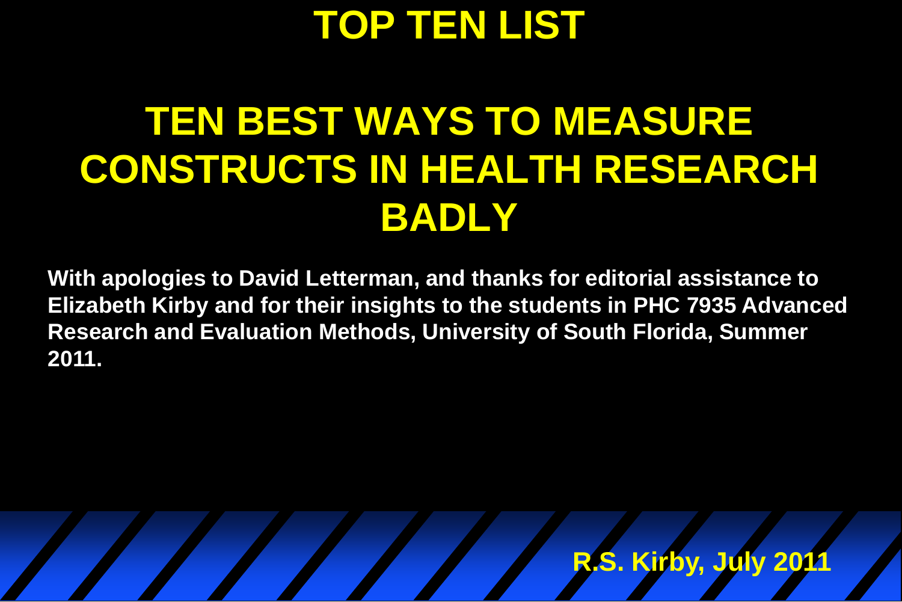# TOP TEN LIST

# TEN BEST WAYS TO MEASURE CONSTRUCTS IN HEALTH RESEARCH BADLY

**With apologies to David Letterman, and thanks for editorial assistance to Elizabeth Kirby and for their insights to the students in PHC 7935 Advanced Research and Evaluation Methods, University of South Florida, Summer 2011.**

**R.S. Kirby, July 2011**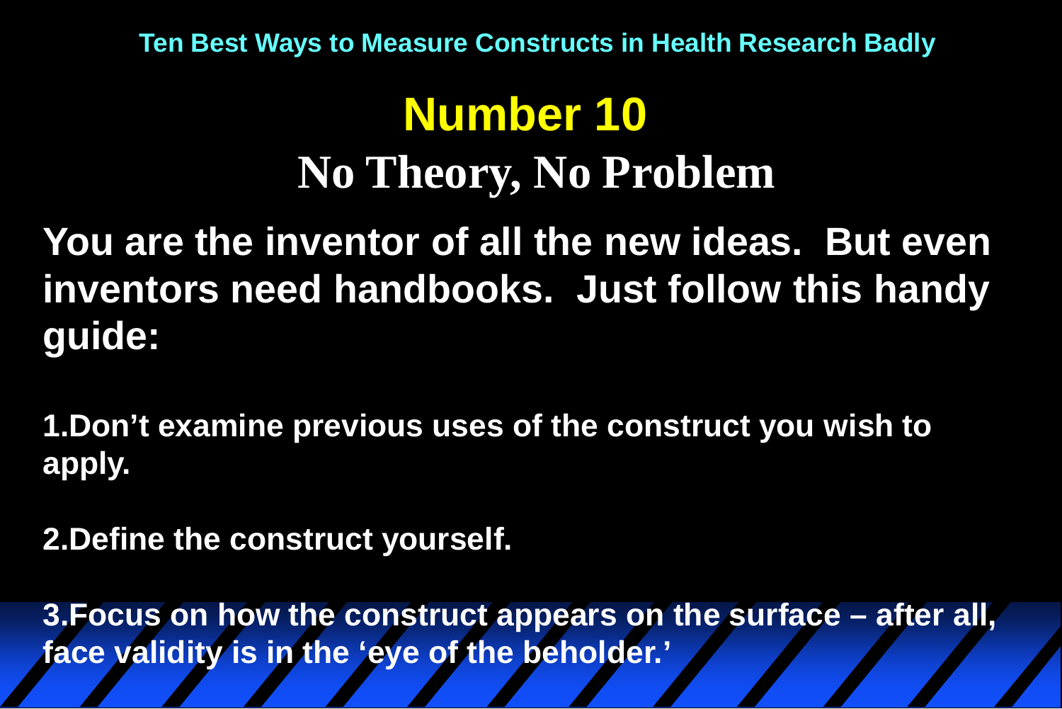Ten Best Ways to Measure Constructs in Health Research Badly

# Number 10

## No Theory, No Problem

**You are the inventor of all the new ideas. But even inventors need handbooks. Just follow this handy guide:**

1. **Don't examine previous uses of the construct you wish to apply.**

2. **Define the construct yourself.**

3. **Focus on how the construct appears on the surface – after all, face validity is in the 'eye of the beholder.'**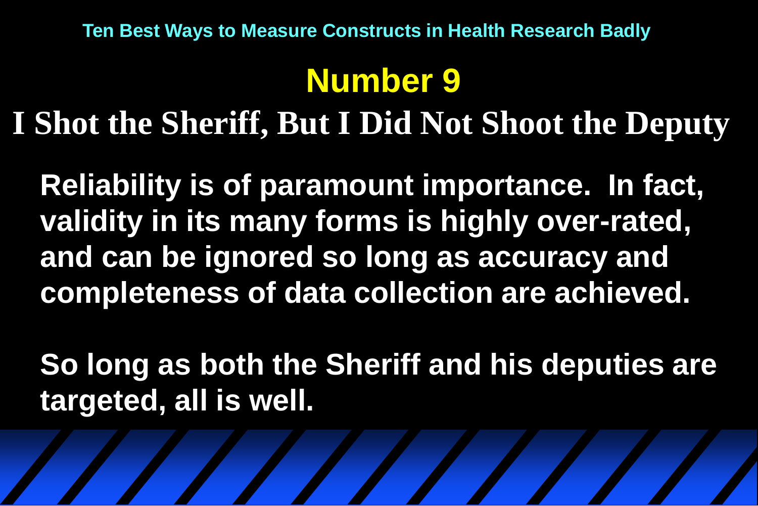Ten Best Ways to Measure Constructs in Health Research Badly

# Number 9

## I Shot the Sheriff, But I Did Not Shoot the Deputy

**Reliability is of paramount importance. In fact, validity in its many forms is highly over-rated, and can be ignored so long as accuracy and completeness of data collection are achieved.**

**So long as both the Sheriff and his deputies are targeted, all is well.**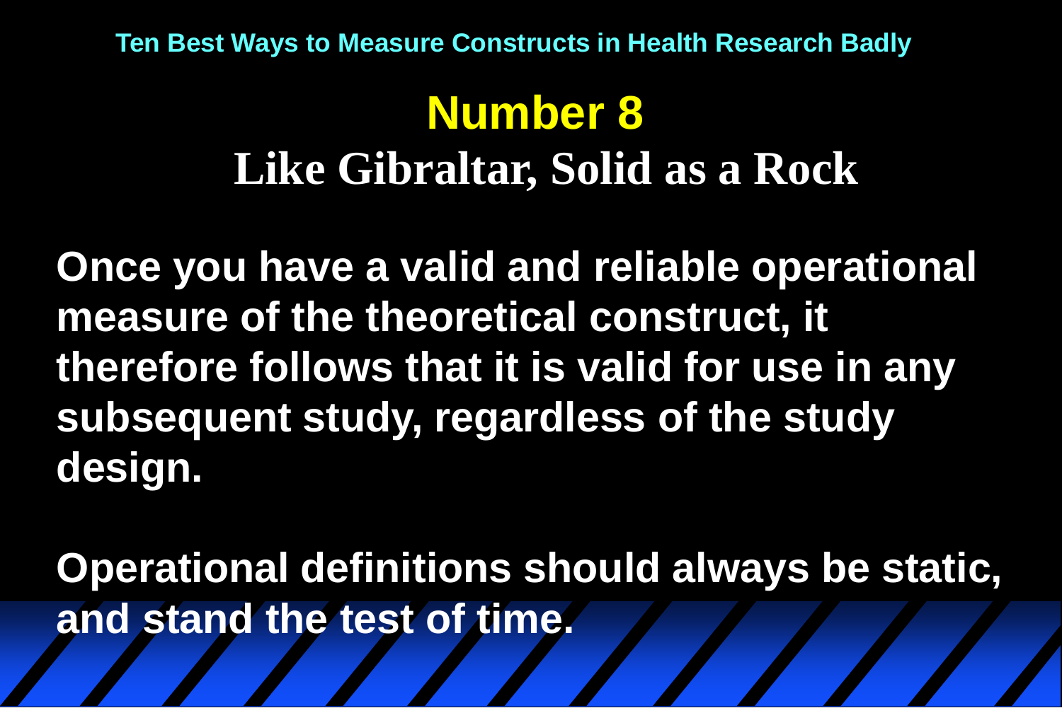Ten Best Ways to Measure Constructs in Health Research Badly

# Number 8

## Like Gibraltar, Solid as a Rock

**Once you have a valid and reliable operational measure of the theoretical construct, it therefore follows that it is valid for use in any subsequent study, regardless of the study design.**

**Operational definitions should always be static, and stand the test of time.**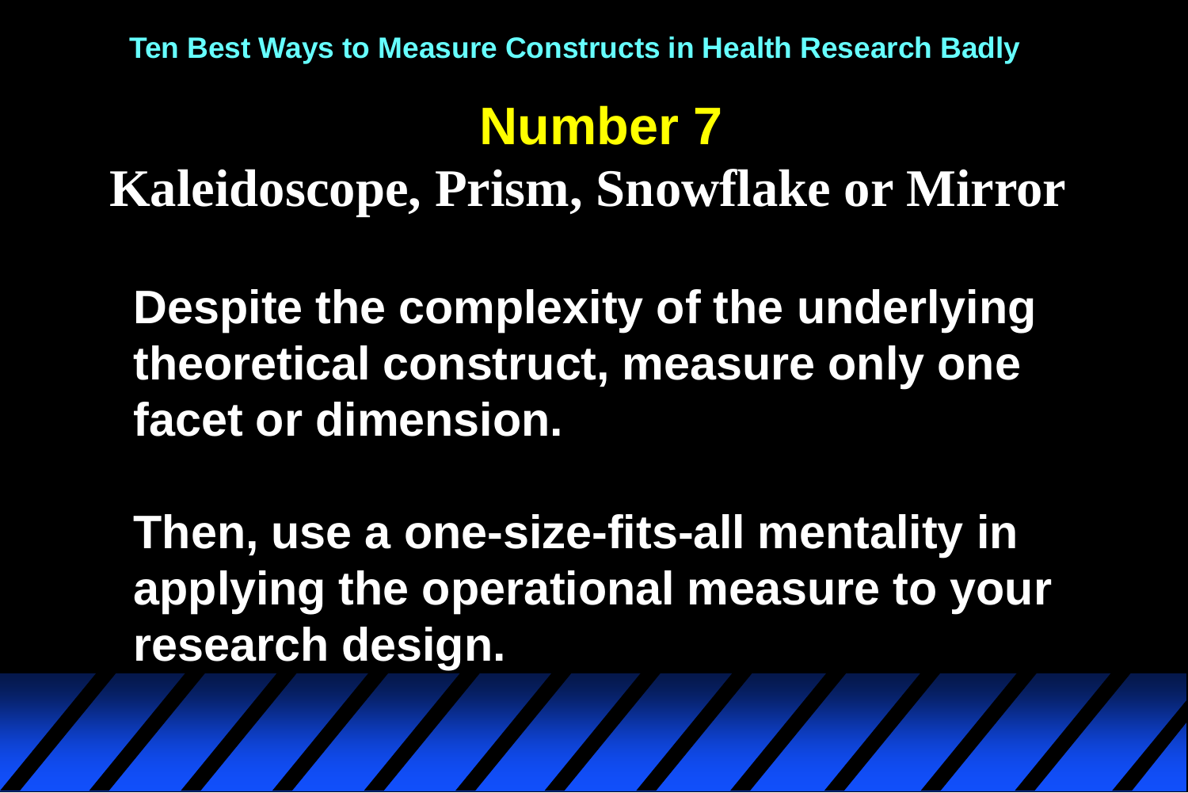Ten Best Ways to Measure Constructs in Health Research Badly

# Number 7

## Kaleidoscope, Prism, Snowflake or Mirror

**Despite the complexity of the underlying theoretical construct, measure only one facet or dimension.**

**Then, use a one-size-fits-all mentality in applying the operational measure to your research design.**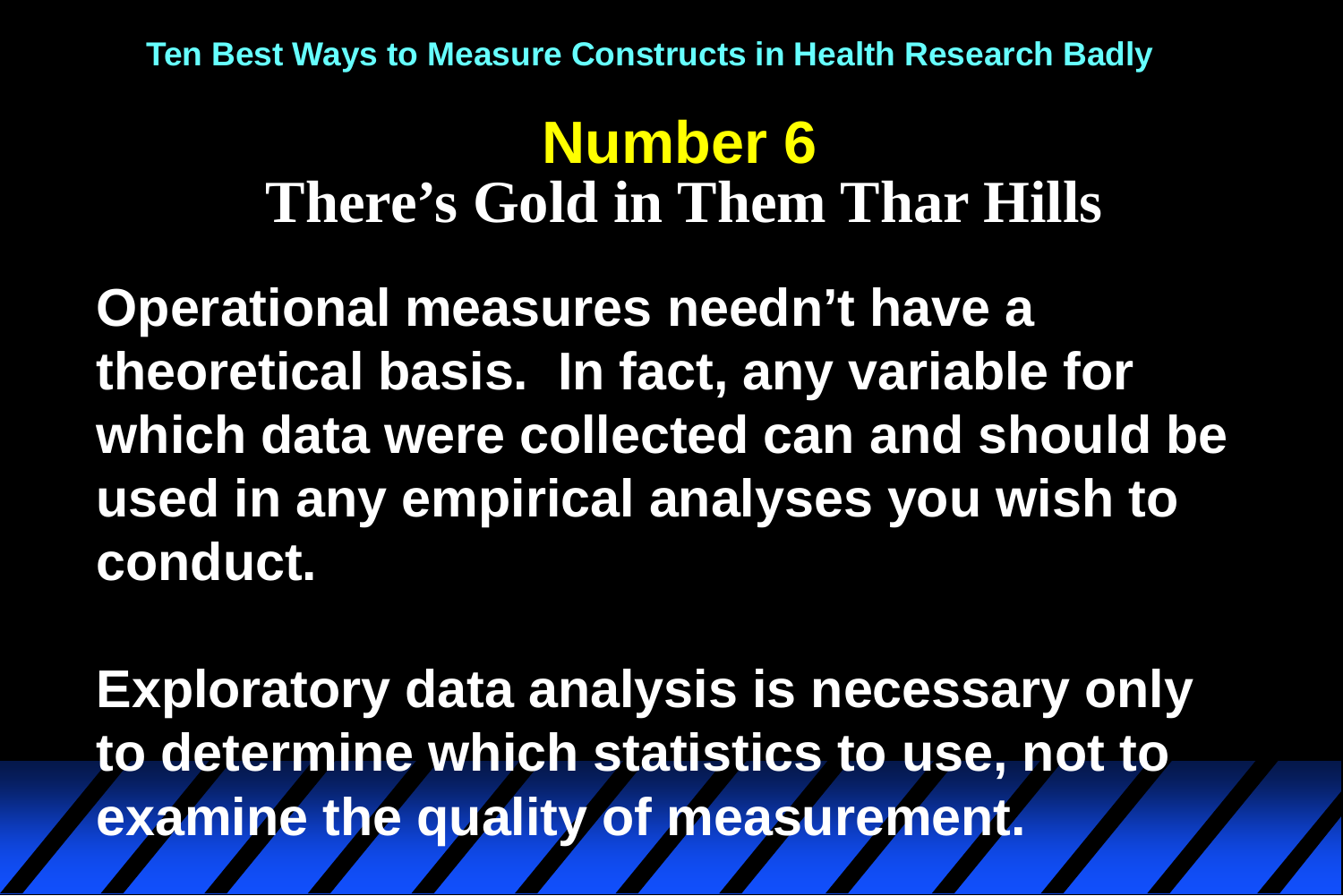Ten Best Ways to Measure Constructs in Health Research Badly

## Number 6
## There's Gold in Them Thar Hills

**Operational measures needn't have a theoretical basis. In fact, any variable for which data were collected can and should be used in any empirical analyses you wish to conduct.**

**Exploratory data analysis is necessary only to determine which statistics to use, not to examine the quality of measurement.**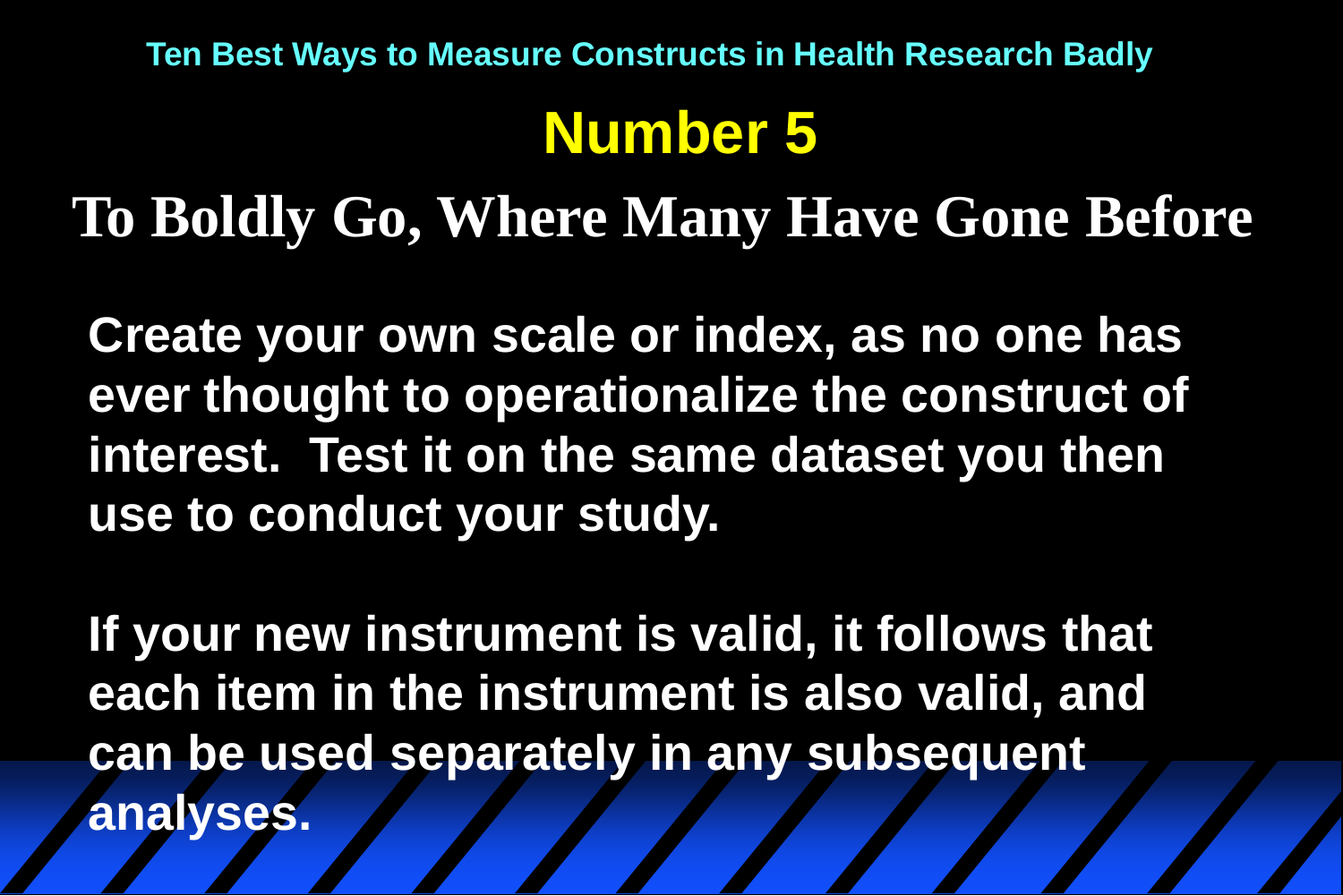Ten Best Ways to Measure Constructs in Health Research Badly

# Number 5

## To Boldly Go, Where Many Have Gone Before

**Create your own scale or index, as no one has ever thought to operationalize the construct of interest. Test it on the same dataset you then use to conduct your study.**

**If your new instrument is valid, it follows that each item in the instrument is also valid, and can be used separately in any subsequent analyses.**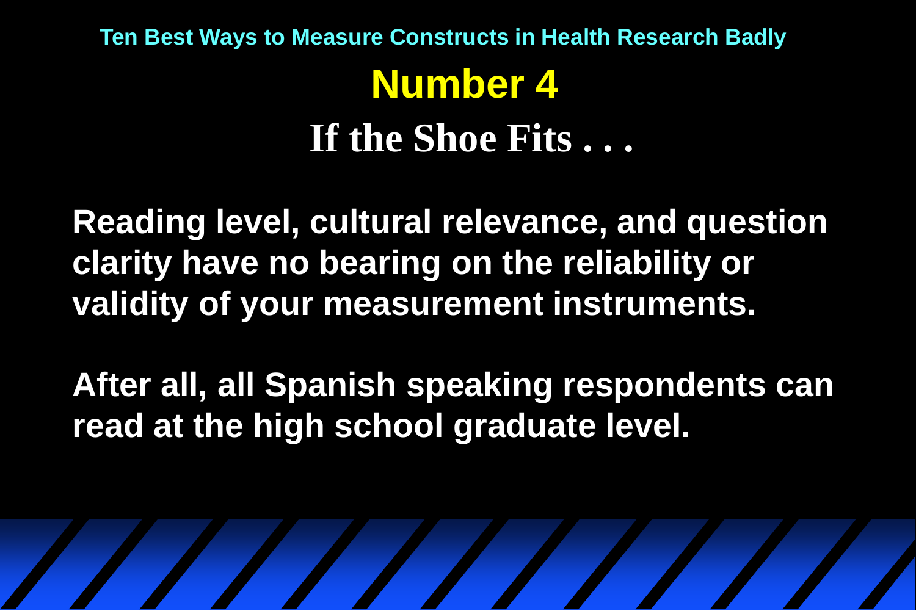Ten Best Ways to Measure Constructs in Health Research Badly

# Number 4

## If the Shoe Fits . . .

**Reading level, cultural relevance, and question clarity have no bearing on the reliability or validity of your measurement instruments.**

**After all, all Spanish speaking respondents can read at the high school graduate level.**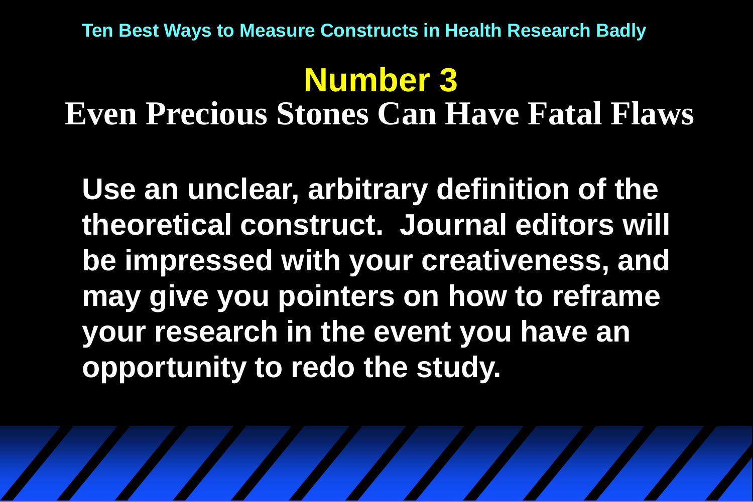Ten Best Ways to Measure Constructs in Health Research Badly

# Number 3

## Even Precious Stones Can Have Fatal Flaws

**Use an unclear, arbitrary definition of the theoretical construct. Journal editors will be impressed with your creativeness, and may give you pointers on how to reframe your research in the event you have an opportunity to redo the study.**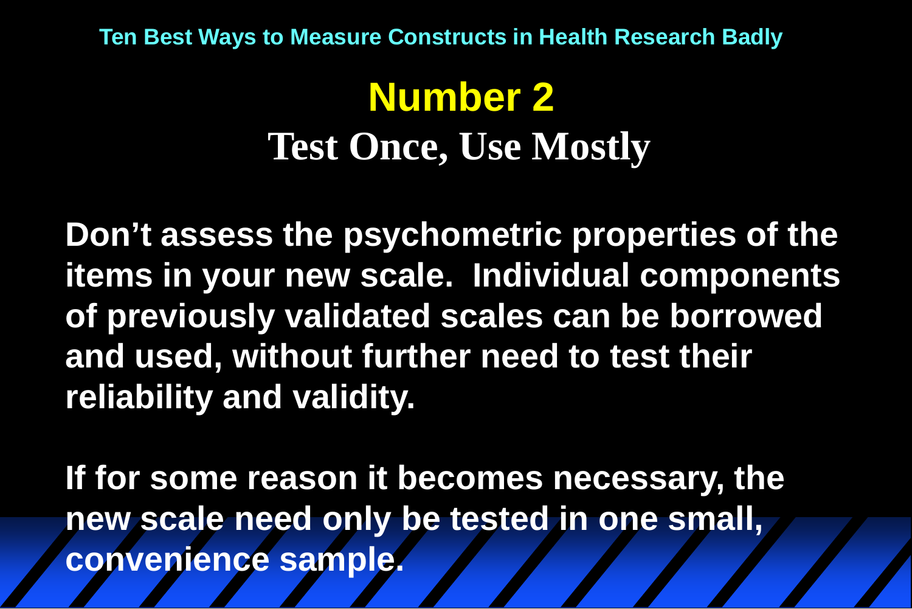Ten Best Ways to Measure Constructs in Health Research Badly

# Number 2

## Test Once, Use Mostly

**Don't assess the psychometric properties of the items in your new scale. Individual components of previously validated scales can be borrowed and used, without further need to test their reliability and validity.**

**If for some reason it becomes necessary, the new scale need only be tested in one small, convenience sample.**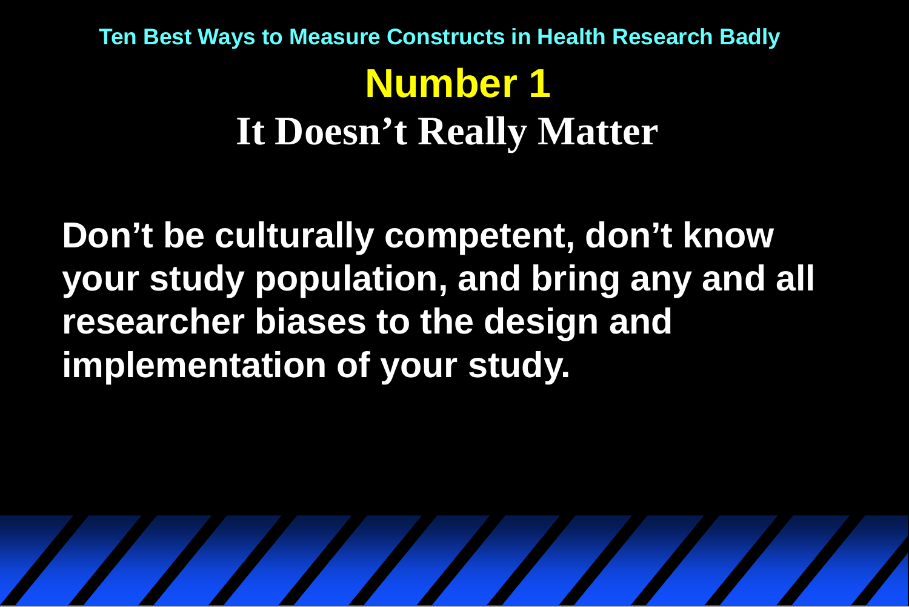Ten Best Ways to Measure Constructs in Health Research Badly

# Number 1

## It Doesn't Really Matter

**Don't be culturally competent, don't know your study population, and bring any and all researcher biases to the design and implementation of your study.**